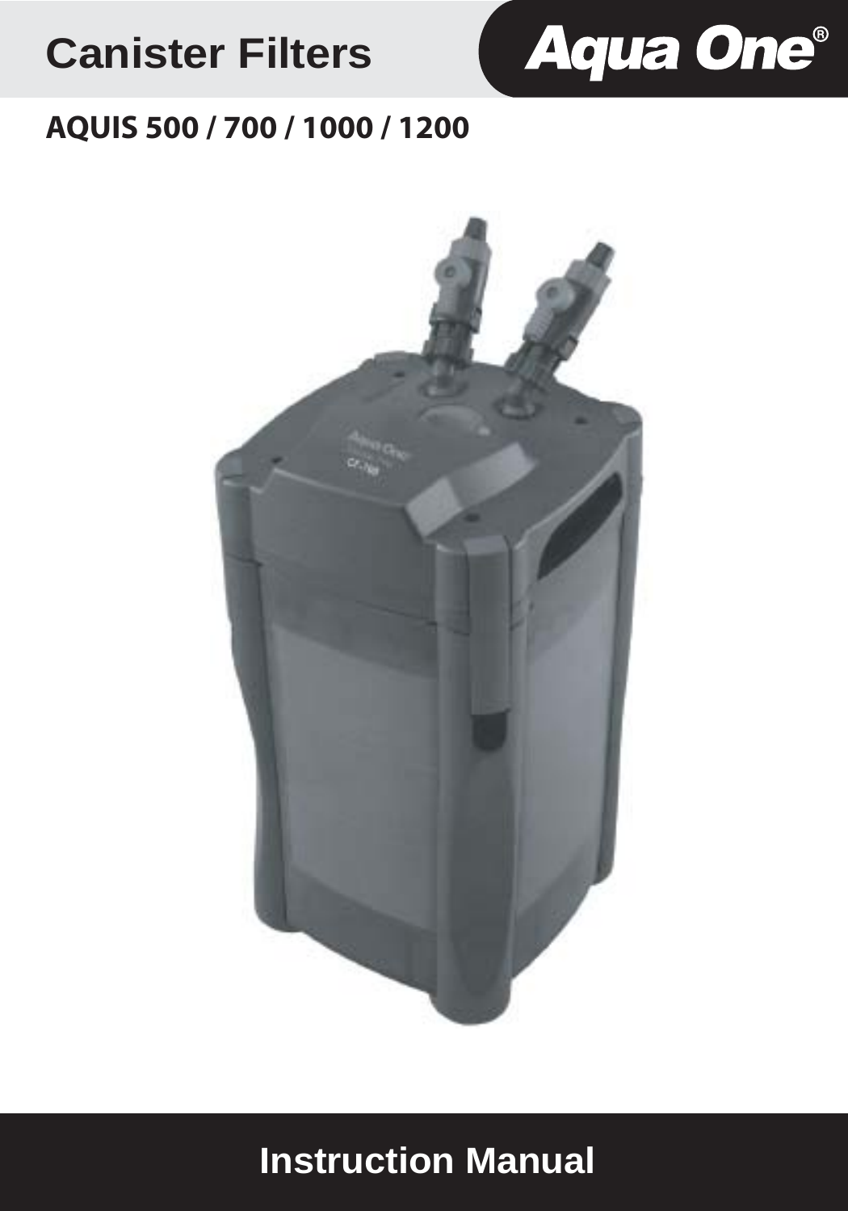# Canister Filters

**Aqua One®**

## AQUIS 500 / 700 / 1000 / 1200

# Instruction Manual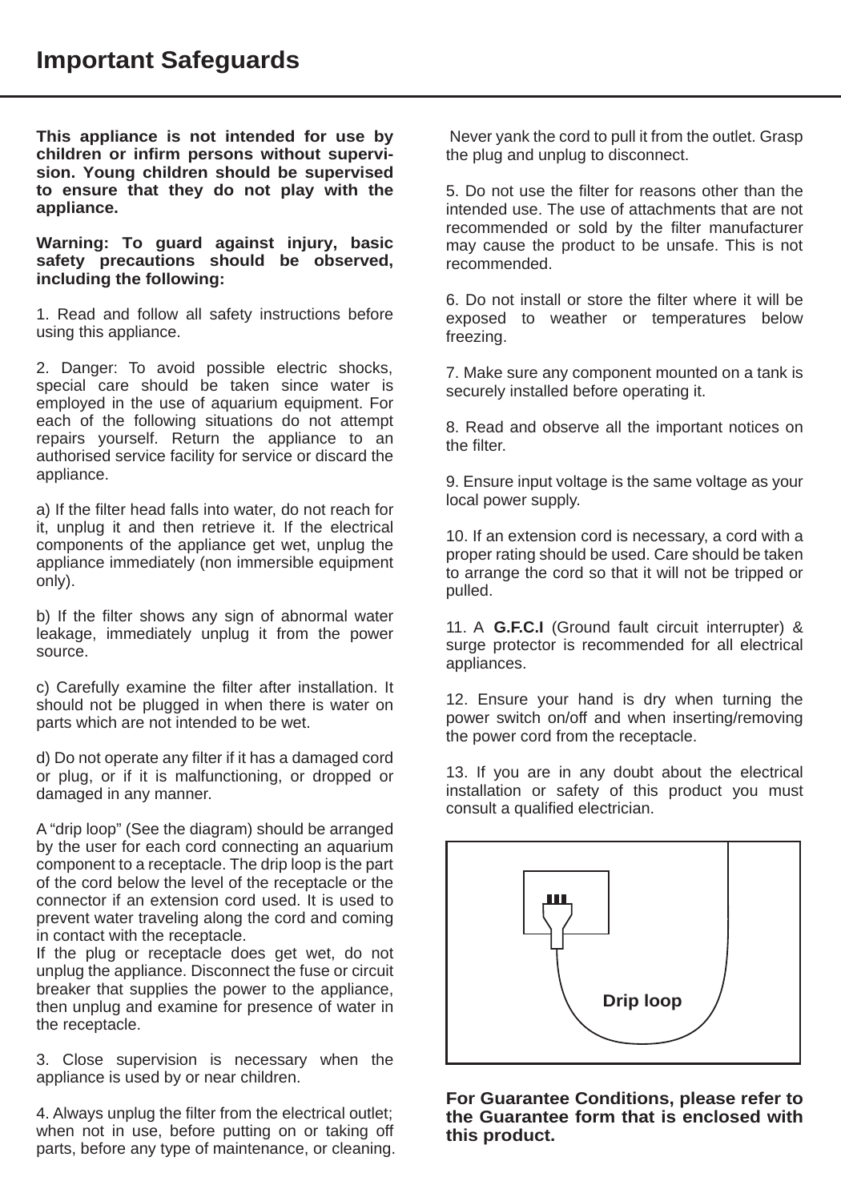# Important Safeguards

**This appliance is not intended for use by children or infirm persons without supervision. Young children should be supervised to ensure that they do not play with the appliance.**

**Warning: To guard against injury, basic safety precautions should be observed, including the following:**

1. Read and follow all safety instructions before using this appliance.

2. Danger: To avoid possible electric shocks, special care should be taken since water is employed in the use of aquarium equipment. For each of the following situations do not attempt repairs yourself. Return the appliance to an authorised service facility for service or discard the appliance.

a) If the filter head falls into water, do not reach for it, unplug it and then retrieve it. If the electrical components of the appliance get wet, unplug the appliance immediately (non immersible equipment only).

b) If the filter shows any sign of abnormal water leakage, immediately unplug it from the power source.

c) Carefully examine the filter after installation. It should not be plugged in when there is water on parts which are not intended to be wet.

d) Do not operate any filter if it has a damaged cord or plug, or if it is malfunctioning, or dropped or damaged in any manner.

A "drip loop" (See the diagram) should be arranged by the user for each cord connecting an aquarium component to a receptacle. The drip loop is the part of the cord below the level of the receptacle or the connector if an extension cord used. It is used to prevent water traveling along the cord and coming in contact with the receptacle.
If the plug or receptacle does get wet, do not unplug the appliance. Disconnect the fuse or circuit breaker that supplies the power to the appliance, then unplug and examine for presence of water in the receptacle.

3. Close supervision is necessary when the appliance is used by or near children.

4. Always unplug the filter from the electrical outlet; when not in use, before putting on or taking off parts, before any type of maintenance, or cleaning. Never yank the cord to pull it from the outlet. Grasp the plug and unplug to disconnect.

5. Do not use the filter for reasons other than the intended use. The use of attachments that are not recommended or sold by the filter manufacturer may cause the product to be unsafe. This is not recommended.

6. Do not install or store the filter where it will be exposed to weather or temperatures below freezing.

7. Make sure any component mounted on a tank is securely installed before operating it.

8. Read and observe all the important notices on the filter.

9. Ensure input voltage is the same voltage as your local power supply.

10. If an extension cord is necessary, a cord with a proper rating should be used. Care should be taken to arrange the cord so that it will not be tripped or pulled.

11. A **G.F.C.I** (Ground fault circuit interrupter) & surge protector is recommended for all electrical appliances.

12. Ensure your hand is dry when turning the power switch on/off and when inserting/removing the power cord from the receptacle.

13. If you are in any doubt about the electrical installation or safety of this product you must consult a qualified electrician.

**Drip loop**

**For Guarantee Conditions, please refer to the Guarantee form that is enclosed with this product.**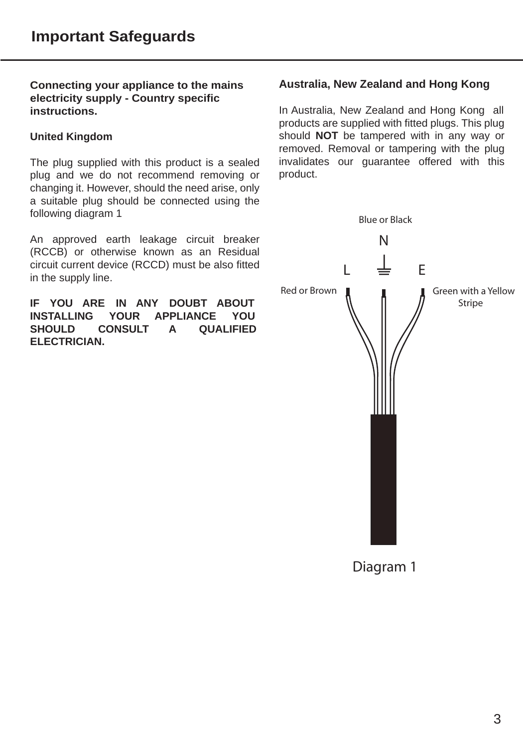# Important Safeguards

**Connecting your appliance to the mains electricity supply - Country specific instructions.**

**United Kingdom**

The plug supplied with this product is a sealed plug and we do not recommend removing or changing it. However, should the need arise, only a suitable plug should be connected using the following diagram 1

An approved earth leakage circuit breaker (RCCB) or otherwise known as an Residual circuit current device (RCCD) must be also fitted in the supply line.

**IF YOU ARE IN ANY DOUBT ABOUT INSTALLING YOUR APPLIANCE YOU SHOULD CONSULT A QUALIFIED ELECTRICIAN.**

**Australia, New Zealand and Hong Kong**

In Australia, New Zealand and Hong Kong all products are supplied with fitted plugs. This plug should **NOT** be tampered with in any way or removed. Removal or tampering with the plug invalidates our guarantee offered with this product.

Blue or Black

N

L E

Red or Brown

Green with a Yellow Stripe

Diagram 1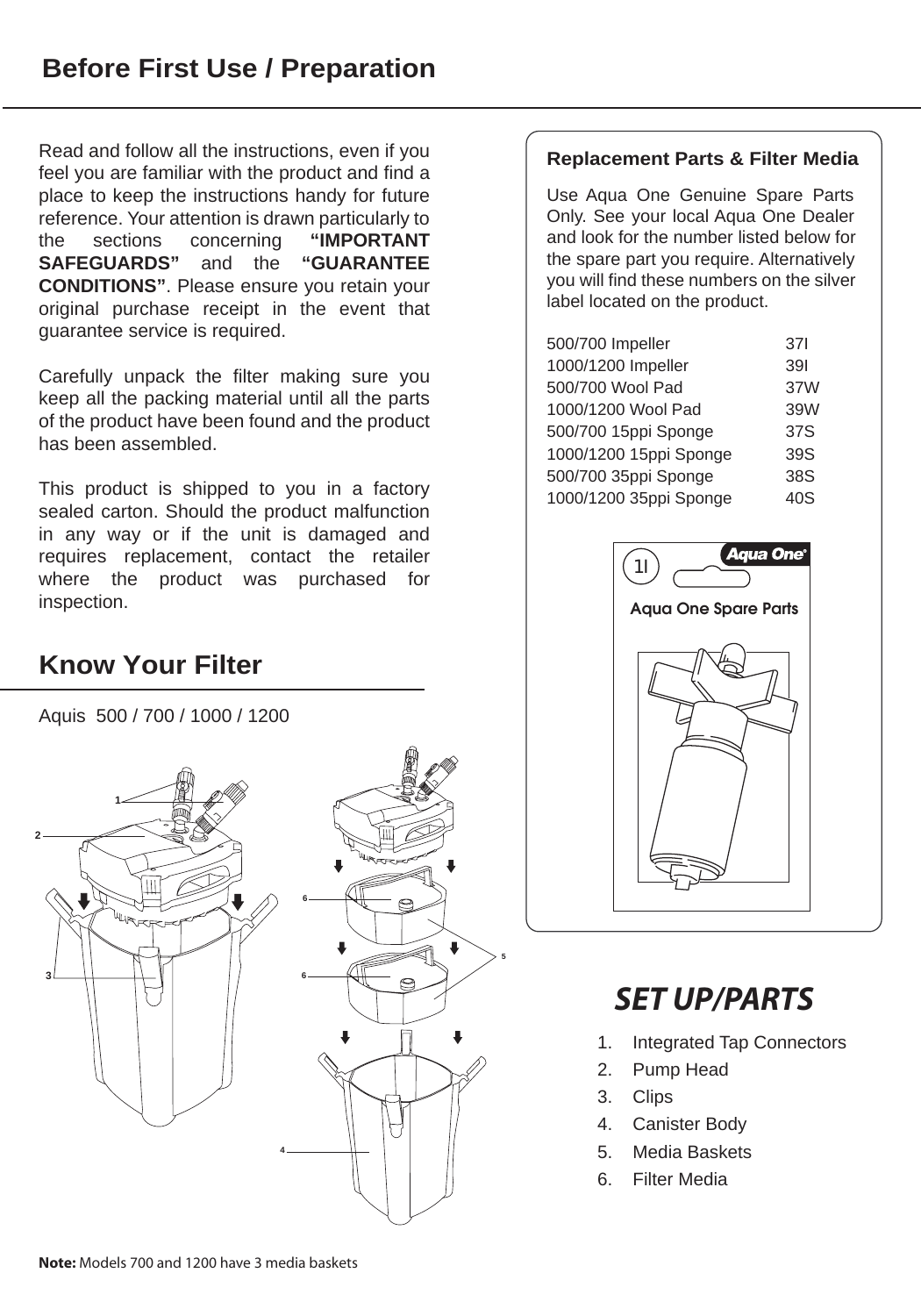# Before First Use / Preparation

Read and follow all the instructions, even if you feel you are familiar with the product and find a place to keep the instructions handy for future reference. Your attention is drawn particularly to the sections concerning **"IMPORTANT SAFEGUARDS"** and the **"GUARANTEE CONDITIONS"**. Please ensure you retain your original purchase receipt in the event that guarantee service is required.

Carefully unpack the filter making sure you keep all the packing material until all the parts of the product have been found and the product has been assembled.

This product is shipped to you in a factory sealed carton. Should the product malfunction in any way or if the unit is damaged and requires replacement, contact the retailer where the product was purchased for inspection.

## Know Your Filter

Aquis 500 / 700 / 1000 / 1200

**Note:** Models 700 and 1200 have 3 media baskets

### Replacement Parts & Filter Media

Use Aqua One Genuine Spare Parts Only. See your local Aqua One Dealer and look for the number listed below for the spare part you require. Alternatively you will find these numbers on the silver label located on the product.

| Part | Number |
|---|---|
| 500/700 Impeller | 37I |
| 1000/1200 Impeller | 39I |
| 500/700 Wool Pad | 37W |
| 1000/1200 Wool Pad | 39W |
| 500/700 15ppi Sponge | 37S |
| 1000/1200 15ppi Sponge | 39S |
| 500/700 35ppi Sponge | 38S |
| 1000/1200 35ppi Sponge | 40S |

## SET UP/PARTS

1. Integrated Tap Connectors
2. Pump Head
3. Clips
4. Canister Body
5. Media Baskets
6. Filter Media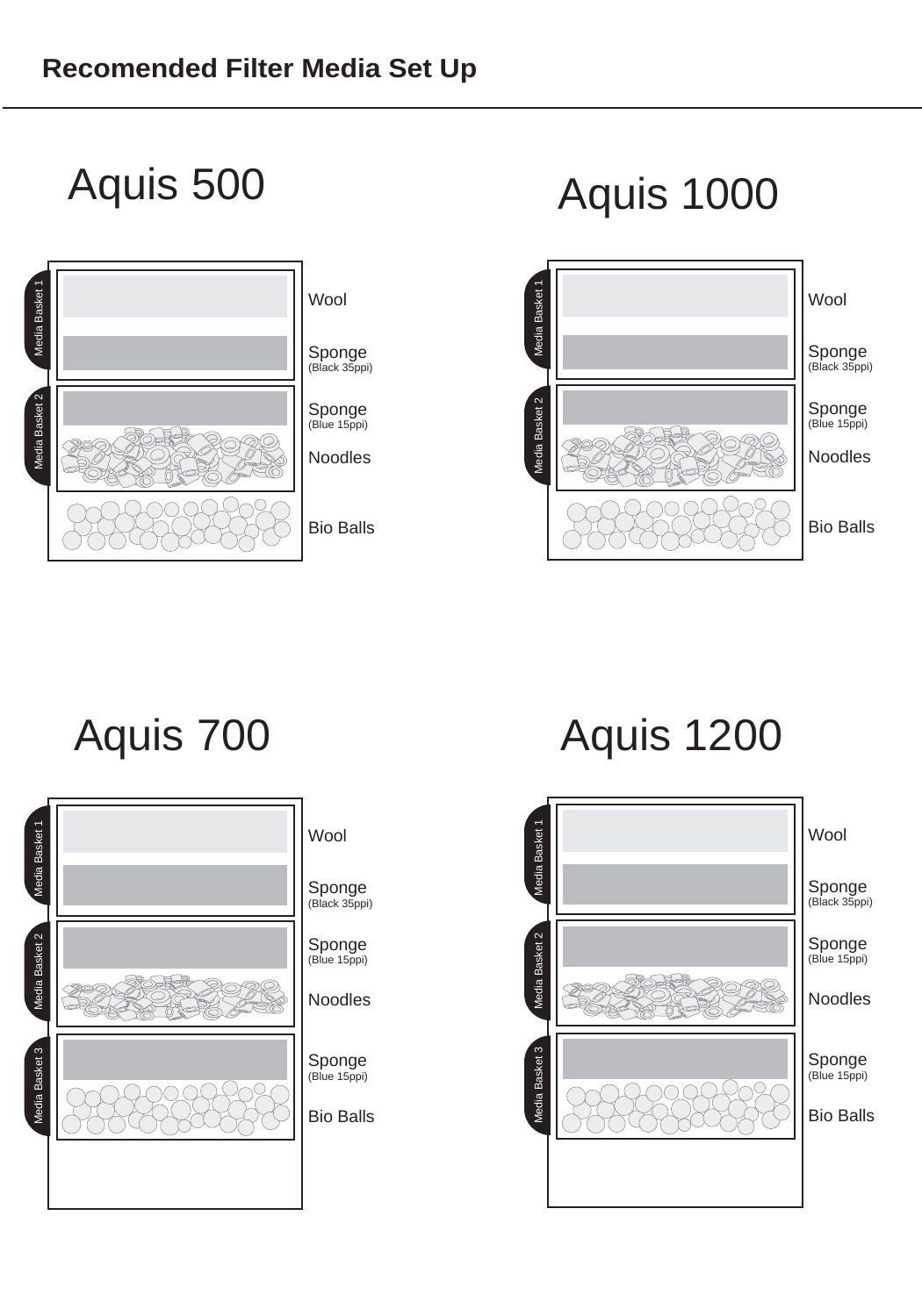## Recomended Filter Media Set Up

### Aquis 500

| Media Basket | Media |
|---|---|
| Media Basket 1 | Wool |
| | Sponge (Black 35ppi) |
| Media Basket 2 | Sponge (Blue 15ppi) |
| | Noodles |
| | Bio Balls |

### Aquis 1000

| Media Basket | Media |
|---|---|
| Media Basket 1 | Wool |
| | Sponge (Black 35ppi) |
| Media Basket 2 | Sponge (Blue 15ppi) |
| | Noodles |
| | Bio Balls |

### Aquis 700

| Media Basket | Media |
|---|---|
| Media Basket 1 | Wool |
| | Sponge (Black 35ppi) |
| Media Basket 2 | Sponge (Blue 15ppi) |
| | Noodles |
| Media Basket 3 | Sponge (Blue 15ppi) |
| | Bio Balls |

### Aquis 1200

| Media Basket | Media |
|---|---|
| Media Basket 1 | Wool |
| | Sponge (Black 35ppi) |
| Media Basket 2 | Sponge (Blue 15ppi) |
| | Noodles |
| Media Basket 3 | Sponge (Blue 15ppi) |
| | Bio Balls |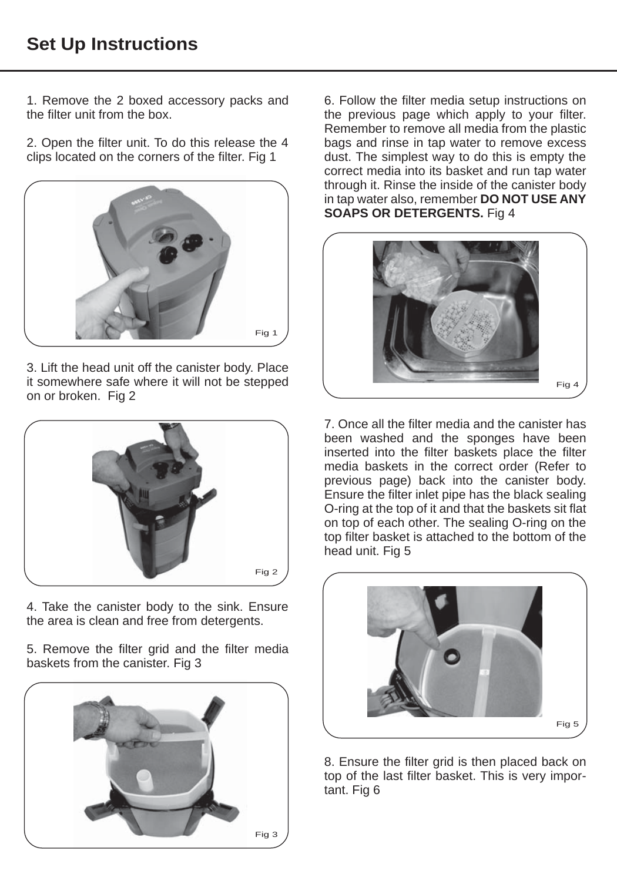# Set Up Instructions

1. Remove the 2 boxed accessory packs and the filter unit from the box.

2. Open the filter unit. To do this release the 4 clips located on the corners of the filter. Fig 1

Fig 1

3. Lift the head unit off the canister body. Place it somewhere safe where it will not be stepped on or broken. Fig 2

Fig 2

4. Take the canister body to the sink. Ensure the area is clean and free from detergents.

5. Remove the filter grid and the filter media baskets from the canister. Fig 3

Fig 3

6. Follow the filter media setup instructions on the previous page which apply to your filter. Remember to remove all media from the plastic bags and rinse in tap water to remove excess dust. The simplest way to do this is empty the correct media into its basket and run tap water through it. Rinse the inside of the canister body in tap water also, remember **DO NOT USE ANY SOAPS OR DETERGENTS.** Fig 4

Fig 4

7. Once all the filter media and the canister has been washed and the sponges have been inserted into the filter baskets place the filter media baskets in the correct order (Refer to previous page) back into the canister body. Ensure the filter inlet pipe has the black sealing O-ring at the top of it and that the baskets sit flat on top of each other. The sealing O-ring on the top filter basket is attached to the bottom of the head unit. Fig 5

Fig 5

8. Ensure the filter grid is then placed back on top of the last filter basket. This is very important. Fig 6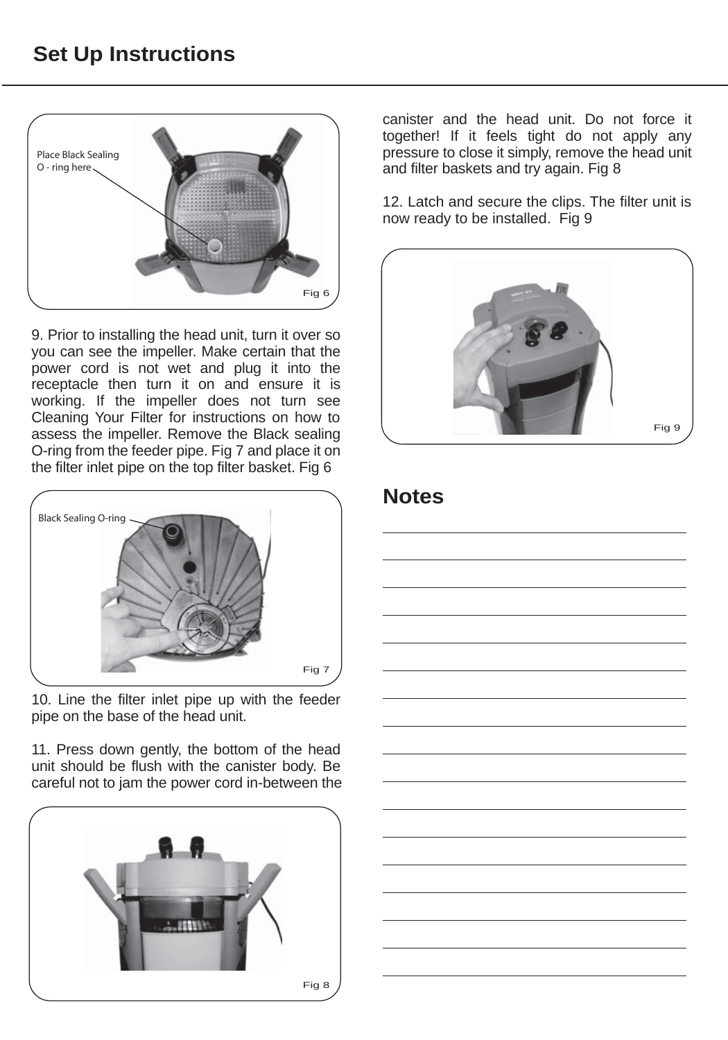# Set Up Instructions

Place Black Sealing O - ring here

Fig 6

9. Prior to installing the head unit, turn it over so you can see the impeller. Make certain that the power cord is not wet and plug it into the receptacle then turn it on and ensure it is working. If the impeller does not turn see Cleaning Your Filter for instructions on how to assess the impeller. Remove the Black sealing O-ring from the feeder pipe. Fig 7 and place it on the filter inlet pipe on the top filter basket. Fig 6

Black Sealing O-ring

Fig 7

10. Line the filter inlet pipe up with the feeder pipe on the base of the head unit.

11. Press down gently, the bottom of the head unit should be flush with the canister body. Be careful not to jam the power cord in-between the canister and the head unit. Do not force it together! If it feels tight do not apply any pressure to close it simply, remove the head unit and filter baskets and try again. Fig 8

Fig 8

12. Latch and secure the clips. The filter unit is now ready to be installed. Fig 9

Fig 9

## Notes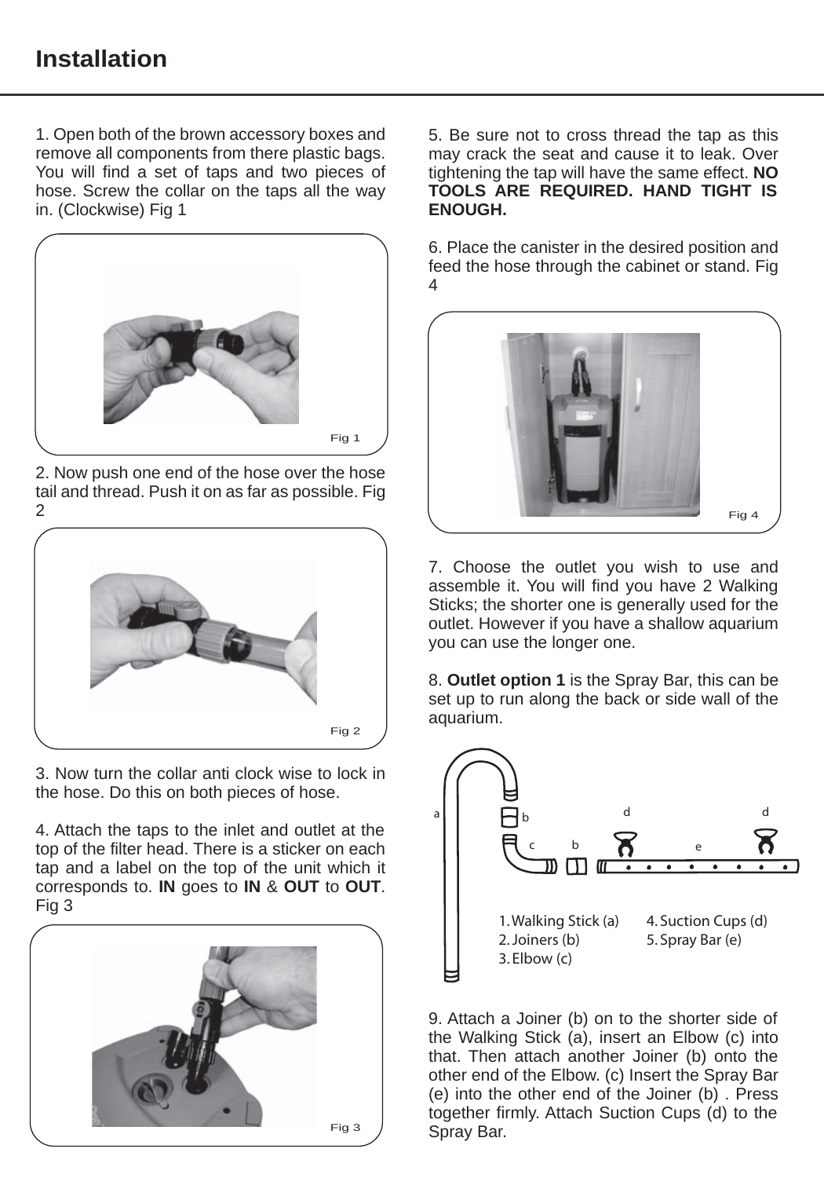# Installation

1. Open both of the brown accessory boxes and remove all components from there plastic bags. You will find a set of taps and two pieces of hose. Screw the collar on the taps all the way in. (Clockwise) Fig 1

Fig 1

2. Now push one end of the hose over the hose tail and thread. Push it on as far as possible. Fig 2

Fig 2

3. Now turn the collar anti clock wise to lock in the hose. Do this on both pieces of hose.

4. Attach the taps to the inlet and outlet at the top of the filter head. There is a sticker on each tap and a label on the top of the unit which it corresponds to. **IN** goes to **IN** & **OUT** to **OUT**. Fig 3

Fig 3

5. Be sure not to cross thread the tap as this may crack the seat and cause it to leak. Over tightening the tap will have the same effect. **NO TOOLS ARE REQUIRED. HAND TIGHT IS ENOUGH.**

6. Place the canister in the desired position and feed the hose through the cabinet or stand. Fig 4

Fig 4

7. Choose the outlet you wish to use and assemble it. You will find you have 2 Walking Sticks; the shorter one is generally used for the outlet. However if you have a shallow aquarium you can use the longer one.

8. **Outlet option 1** is the Spray Bar, this can be set up to run along the back or side wall of the aquarium.

1. Walking Stick (a)
2. Joiners (b)
3. Elbow (c)
4. Suction Cups (d)
5. Spray Bar (e)

9. Attach a Joiner (b) on to the shorter side of the Walking Stick (a), insert an Elbow (c) into that. Then attach another Joiner (b) onto the other end of the Elbow. (c) Insert the Spray Bar (e) into the other end of the Joiner (b) . Press together firmly. Attach Suction Cups (d) to the Spray Bar.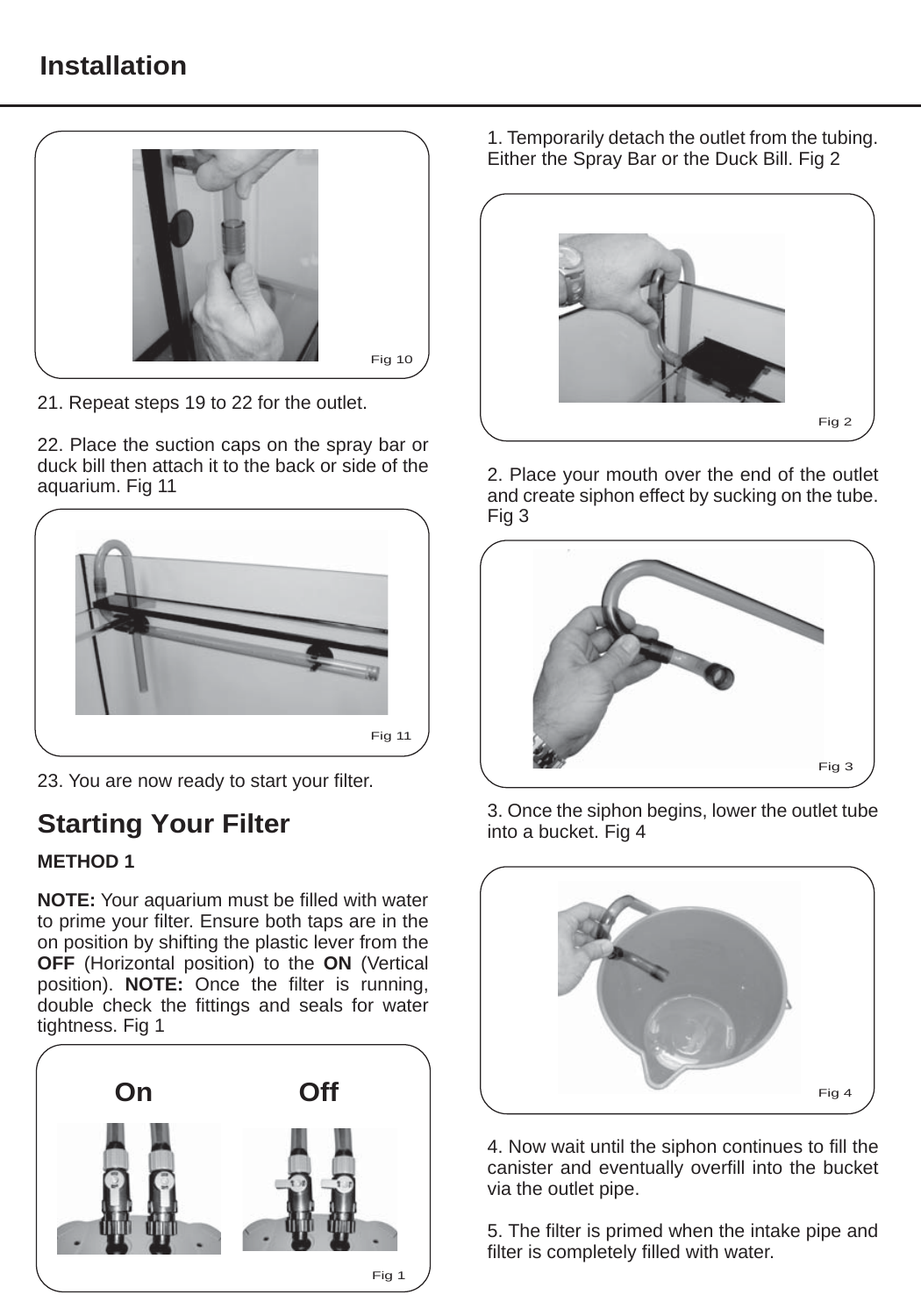# Installation

Fig 10

21. Repeat steps 19 to 22 for the outlet.

22. Place the suction caps on the spray bar or duck bill then attach it to the back or side of the aquarium. Fig 11

Fig 11

23. You are now ready to start your filter.

## Starting Your Filter

**METHOD 1**

**NOTE:** Your aquarium must be filled with water to prime your filter. Ensure both taps are in the on position by shifting the plastic lever from the **OFF** (Horizontal position) to the **ON** (Vertical position). **NOTE:** Once the filter is running, double check the fittings and seals for water tightness. Fig 1

On Off

Fig 1

1. Temporarily detach the outlet from the tubing. Either the Spray Bar or the Duck Bill. Fig 2

Fig 2

2. Place your mouth over the end of the outlet and create siphon effect by sucking on the tube. Fig 3

Fig 3

3. Once the siphon begins, lower the outlet tube into a bucket. Fig 4

Fig 4

4. Now wait until the siphon continues to fill the canister and eventually overfill into the bucket via the outlet pipe.

5. The filter is primed when the intake pipe and filter is completely filled with water.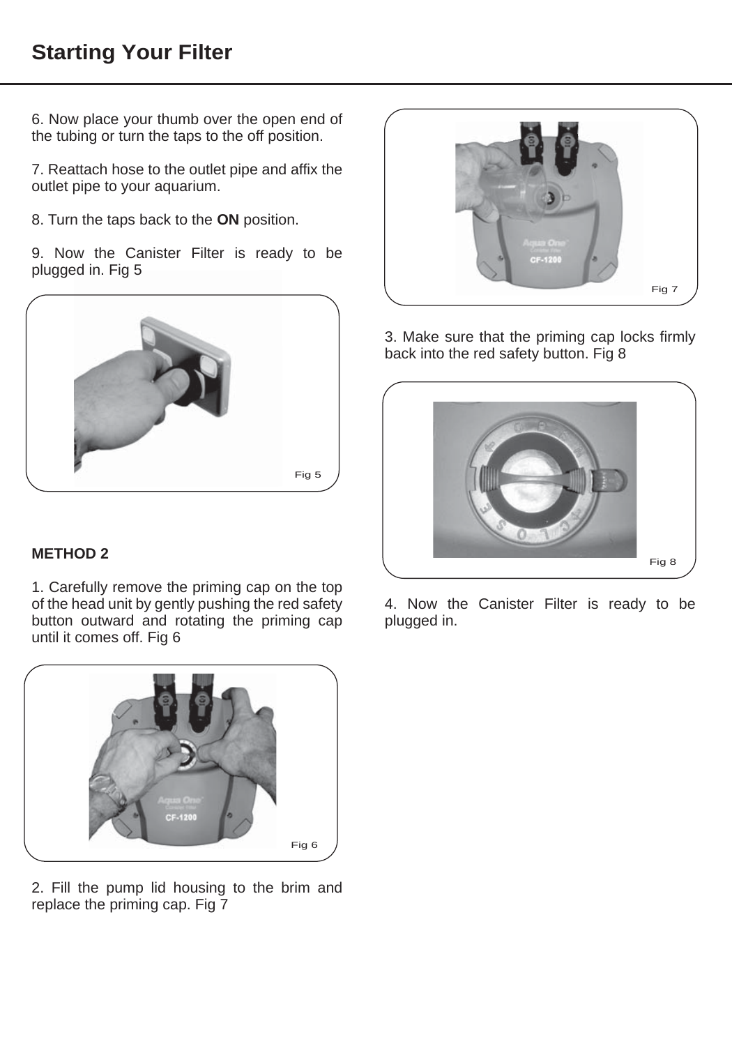# Starting Your Filter

6. Now place your thumb over the open end of the tubing or turn the taps to the off position.

7. Reattach hose to the outlet pipe and affix the outlet pipe to your aquarium.

8. Turn the taps back to the **ON** position.

9. Now the Canister Filter is ready to be plugged in. Fig 5

Fig 5

**METHOD 2**

1. Carefully remove the priming cap on the top of the head unit by gently pushing the red safety button outward and rotating the priming cap until it comes off. Fig 6

Fig 6

2. Fill the pump lid housing to the brim and replace the priming cap. Fig 7

Fig 7

3. Make sure that the priming cap locks firmly back into the red safety button. Fig 8

Fig 8

4. Now the Canister Filter is ready to be plugged in.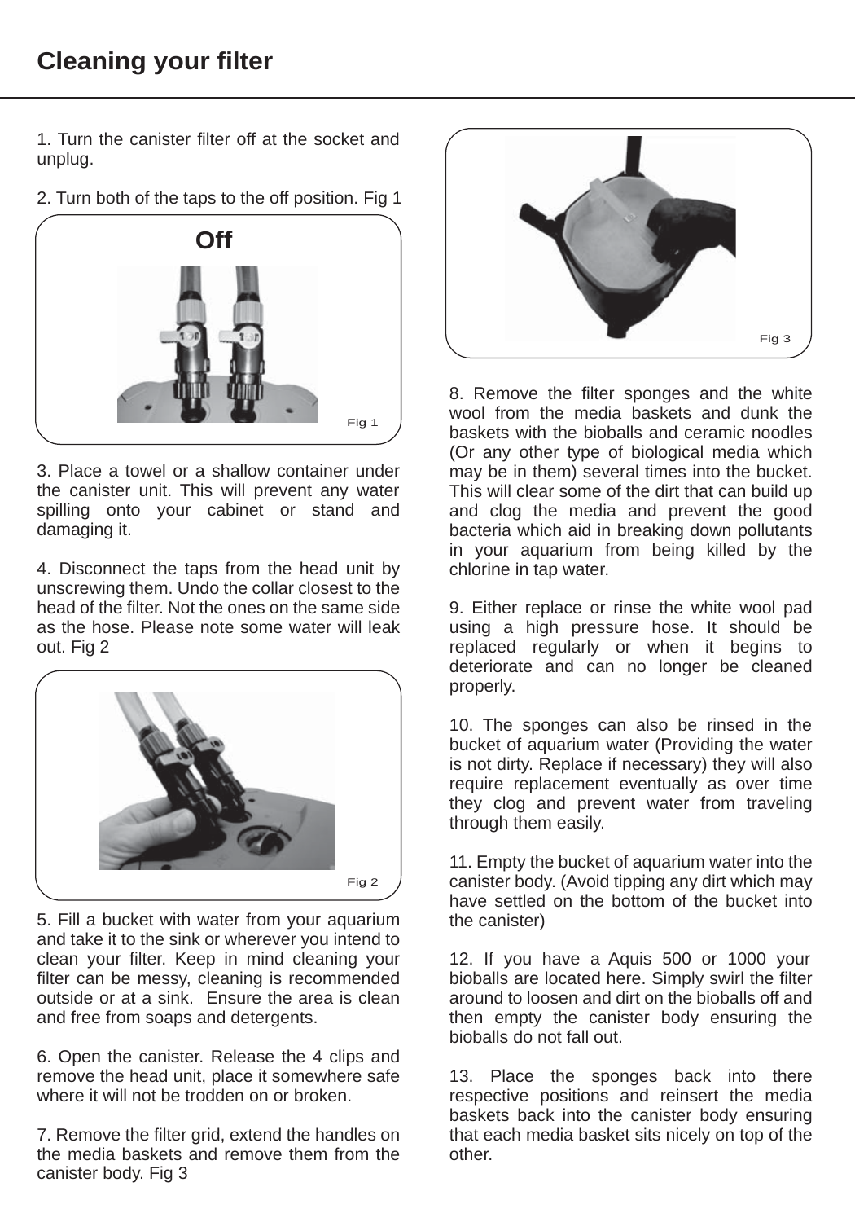# Cleaning your filter

1. Turn the canister filter off at the socket and unplug.

2. Turn both of the taps to the off position. Fig 1

Off

Fig 1

3. Place a towel or a shallow container under the canister unit. This will prevent any water spilling onto your cabinet or stand and damaging it.

4. Disconnect the taps from the head unit by unscrewing them. Undo the collar closest to the head of the filter. Not the ones on the same side as the hose. Please note some water will leak out. Fig 2

Fig 2

5. Fill a bucket with water from your aquarium and take it to the sink or wherever you intend to clean your filter. Keep in mind cleaning your filter can be messy, cleaning is recommended outside or at a sink. Ensure the area is clean and free from soaps and detergents.

6. Open the canister. Release the 4 clips and remove the head unit, place it somewhere safe where it will not be trodden on or broken.

7. Remove the filter grid, extend the handles on the media baskets and remove them from the canister body. Fig 3

Fig 3

8. Remove the filter sponges and the white wool from the media baskets and dunk the baskets with the bioballs and ceramic noodles (Or any other type of biological media which may be in them) several times into the bucket. This will clear some of the dirt that can build up and clog the media and prevent the good bacteria which aid in breaking down pollutants in your aquarium from being killed by the chlorine in tap water.

9. Either replace or rinse the white wool pad using a high pressure hose. It should be replaced regularly or when it begins to deteriorate and can no longer be cleaned properly.

10. The sponges can also be rinsed in the bucket of aquarium water (Providing the water is not dirty. Replace if necessary) they will also require replacement eventually as over time they clog and prevent water from traveling through them easily.

11. Empty the bucket of aquarium water into the canister body. (Avoid tipping any dirt which may have settled on the bottom of the bucket into the canister)

12. If you have a Aquis 500 or 1000 your bioballs are located here. Simply swirl the filter around to loosen and dirt on the bioballs off and then empty the canister body ensuring the bioballs do not fall out.

13. Place the sponges back into there respective positions and reinsert the media baskets back into the canister body ensuring that each media basket sits nicely on top of the other.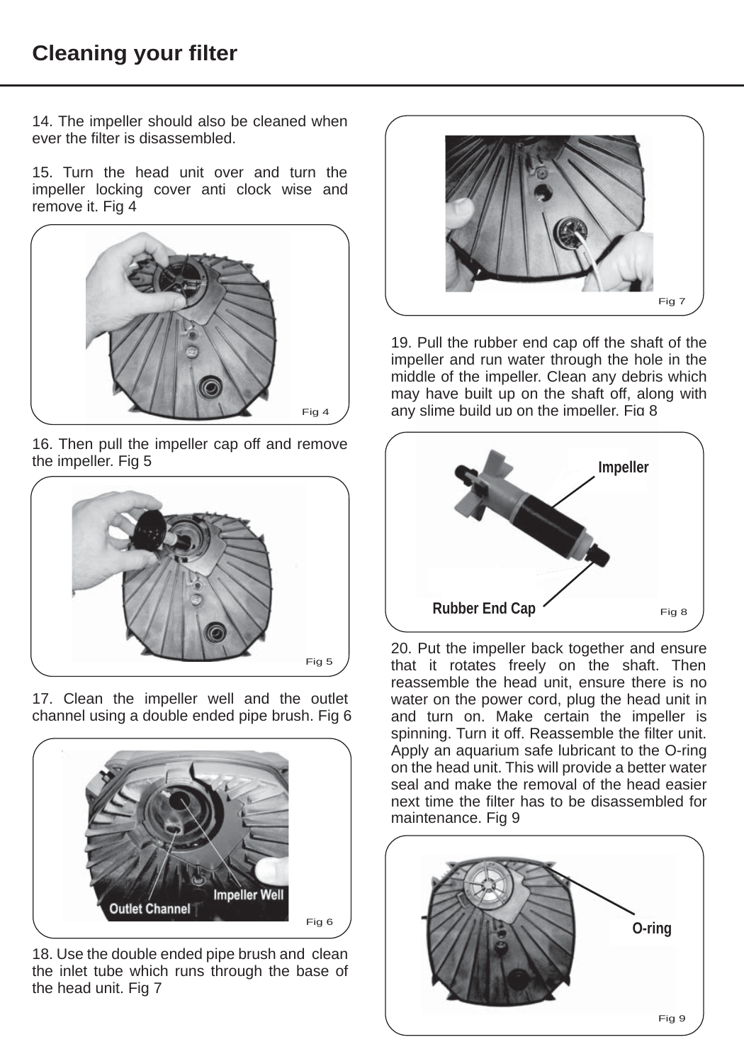# Cleaning your filter

14. The impeller should also be cleaned when ever the filter is disassembled.

15. Turn the head unit over and turn the impeller locking cover anti clock wise and remove it. Fig 4

Fig 4

16. Then pull the impeller cap off and remove the impeller. Fig 5

Fig 5

17. Clean the impeller well and the outlet channel using a double ended pipe brush. Fig 6

Impeller Well

Outlet Channel

Fig 6

18. Use the double ended pipe brush and clean the inlet tube which runs through the base of the head unit. Fig 7

Fig 7

19. Pull the rubber end cap off the shaft of the impeller and run water through the hole in the middle of the impeller. Clean any debris which may have built up on the shaft off, along with any slime build up on the impeller. Fig 8

Impeller

Rubber End Cap

Fig 8

20. Put the impeller back together and ensure that it rotates freely on the shaft. Then reassemble the head unit, ensure there is no water on the power cord, plug the head unit in and turn on. Make certain the impeller is spinning. Turn it off. Reassemble the filter unit. Apply an aquarium safe lubricant to the O-ring on the head unit. This will provide a better water seal and make the removal of the head easier next time the filter has to be disassembled for maintenance. Fig 9

O-ring

Fig 9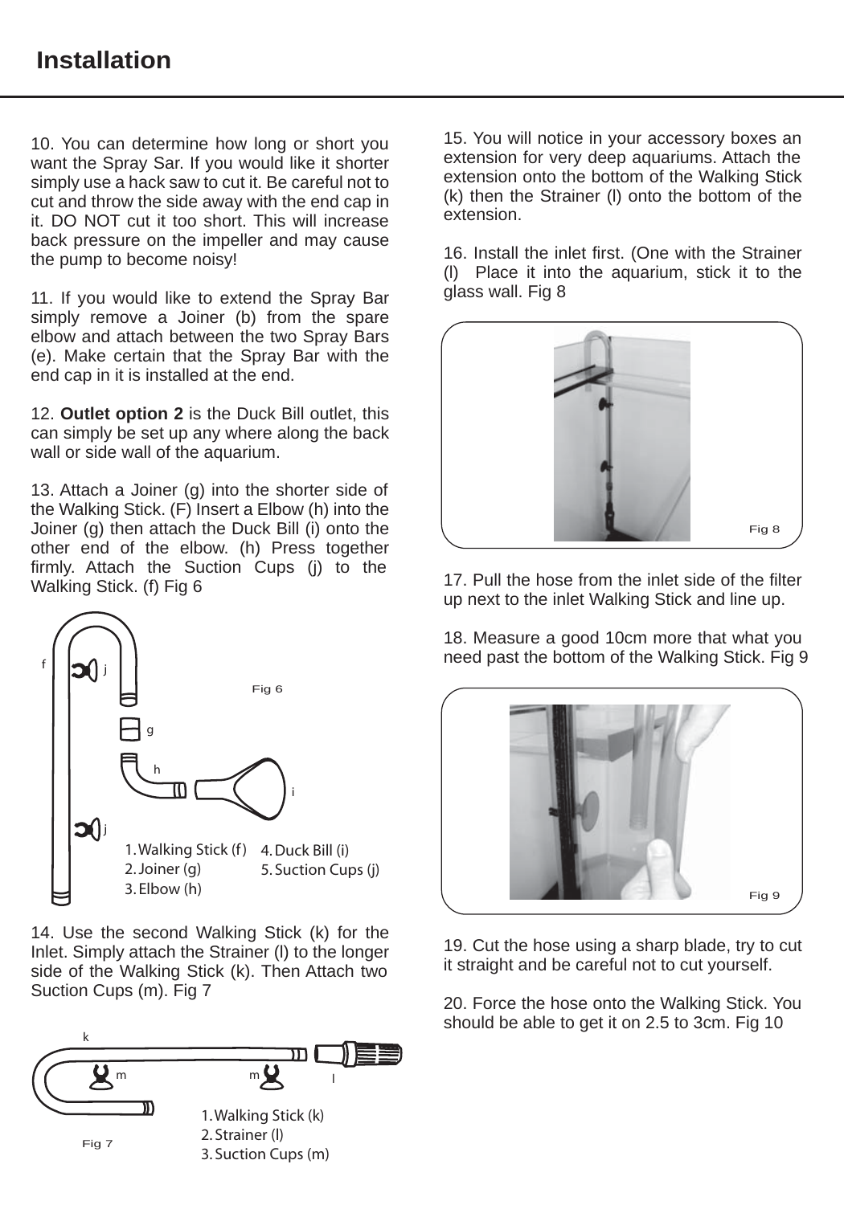# Installation

10. You can determine how long or short you want the Spray Sar. If you would like it shorter simply use a hack saw to cut it. Be careful not to cut and throw the side away with the end cap in it. DO NOT cut it too short. This will increase back pressure on the impeller and may cause the pump to become noisy!

11. If you would like to extend the Spray Bar simply remove a Joiner (b) from the spare elbow and attach between the two Spray Bars (e). Make certain that the Spray Bar with the end cap in it is installed at the end.

12. **Outlet option 2** is the Duck Bill outlet, this can simply be set up any where along the back wall or side wall of the aquarium.

13. Attach a Joiner (g) into the shorter side of the Walking Stick. (F) Insert a Elbow (h) into the Joiner (g) then attach the Duck Bill (i) onto the other end of the elbow. (h) Press together firmly. Attach the Suction Cups (j) to the Walking Stick. (f) Fig 6

Fig 6

1. Walking Stick (f)
2. Joiner (g)
3. Elbow (h)
4. Duck Bill (i)
5. Suction Cups (j)

14. Use the second Walking Stick (k) for the Inlet. Simply attach the Strainer (l) to the longer side of the Walking Stick (k). Then Attach two Suction Cups (m). Fig 7

Fig 7

1. Walking Stick (k)
2. Strainer (l)
3. Suction Cups (m)

15. You will notice in your accessory boxes an extension for very deep aquariums. Attach the extension onto the bottom of the Walking Stick (k) then the Strainer (l) onto the bottom of the extension.

16. Install the inlet first. (One with the Strainer (l) Place it into the aquarium, stick it to the glass wall. Fig 8

Fig 8

17. Pull the hose from the inlet side of the filter up next to the inlet Walking Stick and line up.

18. Measure a good 10cm more that what you need past the bottom of the Walking Stick. Fig 9

Fig 9

19. Cut the hose using a sharp blade, try to cut it straight and be careful not to cut yourself.

20. Force the hose onto the Walking Stick. You should be able to get it on 2.5 to 3cm. Fig 10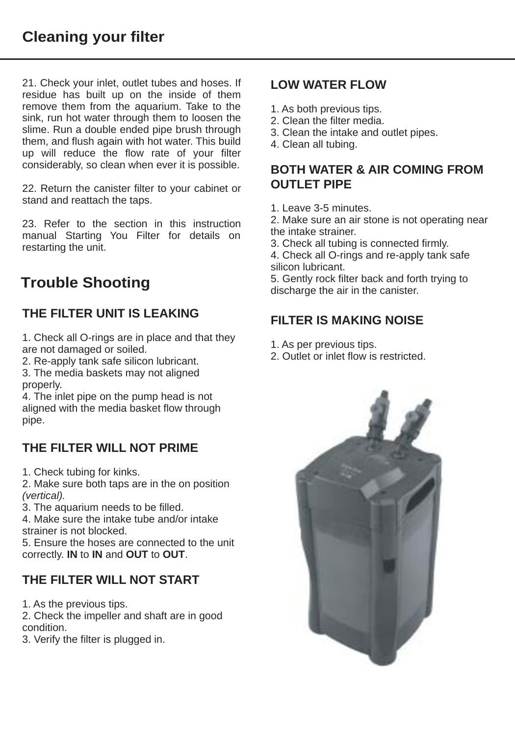# Cleaning your filter

21. Check your inlet, outlet tubes and hoses. If residue has built up on the inside of them remove them from the aquarium. Take to the sink, run hot water through them to loosen the slime. Run a double ended pipe brush through them, and flush again with hot water. This build up will reduce the flow rate of your filter considerably, so clean when ever it is possible.

22. Return the canister filter to your cabinet or stand and reattach the taps.

23. Refer to the section in this instruction manual Starting You Filter for details on restarting the unit.

# Trouble Shooting

### THE FILTER UNIT IS LEAKING

1. Check all O-rings are in place and that they are not damaged or soiled.
2. Re-apply tank safe silicon lubricant.
3. The media baskets may not aligned properly.
4. The inlet pipe on the pump head is not aligned with the media basket flow through pipe.

### THE FILTER WILL NOT PRIME

1. Check tubing for kinks.
2. Make sure both taps are in the on position *(vertical).*
3. The aquarium needs to be filled.
4. Make sure the intake tube and/or intake strainer is not blocked.
5. Ensure the hoses are connected to the unit correctly. **IN** to **IN** and **OUT** to **OUT**.

### THE FILTER WILL NOT START

1. As the previous tips.
2. Check the impeller and shaft are in good condition.
3. Verify the filter is plugged in.

### LOW WATER FLOW

1. As both previous tips.
2. Clean the filter media.
3. Clean the intake and outlet pipes.
4. Clean all tubing.

### BOTH WATER & AIR COMING FROM OUTLET PIPE

1. Leave 3-5 minutes.
2. Make sure an air stone is not operating near the intake strainer.
3. Check all tubing is connected firmly.
4. Check all O-rings and re-apply tank safe silicon lubricant.
5. Gently rock filter back and forth trying to discharge the air in the canister.

### FILTER IS MAKING NOISE

1. As per previous tips.
2. Outlet or inlet flow is restricted.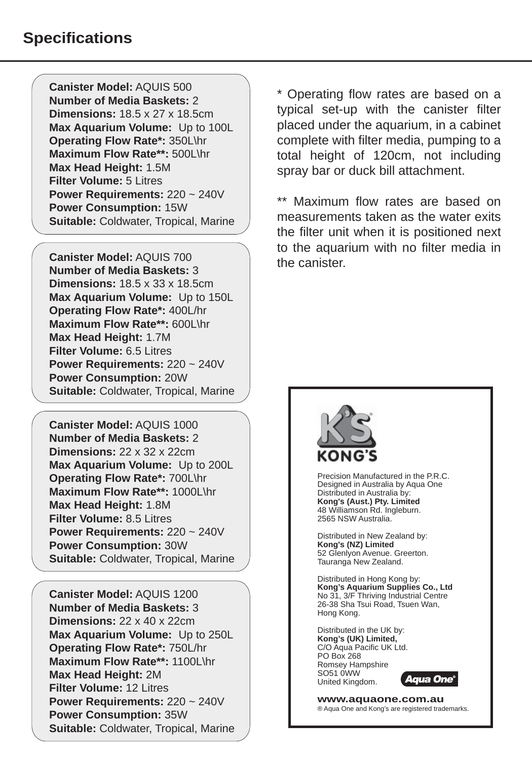## Specifications

**Canister Model:** AQUIS 500
**Number of Media Baskets:** 2
**Dimensions:** 18.5 x 27 x 18.5cm
**Max Aquarium Volume:** Up to 100L
**Operating Flow Rate*:** 350L\hr
**Maximum Flow Rate**:** 500L\hr
**Max Head Height:** 1.5M
**Filter Volume:** 5 Litres
**Power Requirements:** 220 ~ 240V
**Power Consumption:** 15W
**Suitable:** Coldwater, Tropical, Marine

**Canister Model:** AQUIS 700
**Number of Media Baskets:** 3
**Dimensions:** 18.5 x 33 x 18.5cm
**Max Aquarium Volume:** Up to 150L
**Operating Flow Rate*:** 400L/hr
**Maximum Flow Rate**:** 600L\hr
**Max Head Height:** 1.7M
**Filter Volume:** 6.5 Litres
**Power Requirements:** 220 ~ 240V
**Power Consumption:** 20W
**Suitable:** Coldwater, Tropical, Marine

**Canister Model:** AQUIS 1000
**Number of Media Baskets:** 2
**Dimensions:** 22 x 32 x 22cm
**Max Aquarium Volume:** Up to 200L
**Operating Flow Rate*:** 700L\hr
**Maximum Flow Rate**:** 1000L\hr
**Max Head Height:** 1.8M
**Filter Volume:** 8.5 Litres
**Power Requirements:** 220 ~ 240V
**Power Consumption:** 30W
**Suitable:** Coldwater, Tropical, Marine

**Canister Model:** AQUIS 1200
**Number of Media Baskets:** 3
**Dimensions:** 22 x 40 x 22cm
**Max Aquarium Volume:** Up to 250L
**Operating Flow Rate*:** 750L/hr
**Maximum Flow Rate**:** 1100L\hr
**Max Head Height:** 2M
**Filter Volume:** 12 Litres
**Power Requirements:** 220 ~ 240V
**Power Consumption:** 35W
**Suitable:** Coldwater, Tropical, Marine

* Operating flow rates are based on a typical set-up with the canister filter placed under the aquarium, in a cabinet complete with filter media, pumping to a total height of 120cm, not including spray bar or duck bill attachment.

** Maximum flow rates are based on measurements taken as the water exits the filter unit when it is positioned next to the aquarium with no filter media in the canister.

KONG'S

Precision Manufactured in the P.R.C.
Designed in Australia by Aqua One
Distributed in Australia by:
**Kong's (Aust.) Pty. Limited**
48 Williamson Rd. Ingleburn.
2565 NSW Australia.

Distributed in New Zealand by:
**Kong's (NZ) Limited**
52 Glenlyon Avenue. Greerton.
Tauranga New Zealand.

Distributed in Hong Kong by:
**Kong's Aquarium Supplies Co., Ltd**
No 31, 3/F Thriving Industrial Centre
26-38 Sha Tsui Road, Tsuen Wan,
Hong Kong.

Distributed in the UK by:
**Kong's (UK) Limited,**
C/O Aqua Pacific UK Ltd.
PO Box 268
Romsey Hampshire
SO51 0WW
United Kingdom.

Aqua One®

**www.aquaone.com.au**
® Aqua One and Kong's are registered trademarks.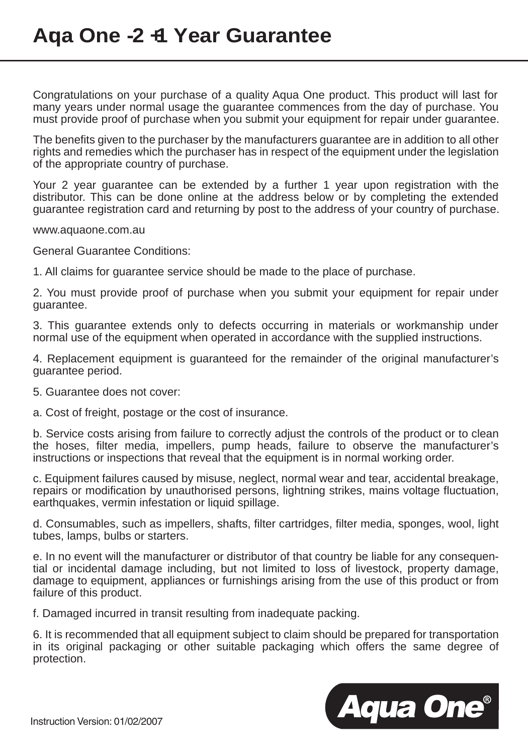# Aqa One -2 +1 Year Guarantee

Congratulations on your purchase of a quality Aqua One product. This product will last for many years under normal usage the guarantee commences from the day of purchase. You must provide proof of purchase when you submit your equipment for repair under guarantee.

The benefits given to the purchaser by the manufacturers guarantee are in addition to all other rights and remedies which the purchaser has in respect of the equipment under the legislation of the appropriate country of purchase.

Your 2 year guarantee can be extended by a further 1 year upon registration with the distributor. This can be done online at the address below or by completing the extended guarantee registration card and returning by post to the address of your country of purchase.

www.aquaone.com.au

General Guarantee Conditions:

1. All claims for guarantee service should be made to the place of purchase.

2. You must provide proof of purchase when you submit your equipment for repair under guarantee.

3. This guarantee extends only to defects occurring in materials or workmanship under normal use of the equipment when operated in accordance with the supplied instructions.

4. Replacement equipment is guaranteed for the remainder of the original manufacturer's guarantee period.

5. Guarantee does not cover:

a. Cost of freight, postage or the cost of insurance.

b. Service costs arising from failure to correctly adjust the controls of the product or to clean the hoses, filter media, impellers, pump heads, failure to observe the manufacturer's instructions or inspections that reveal that the equipment is in normal working order.

c. Equipment failures caused by misuse, neglect, normal wear and tear, accidental breakage, repairs or modification by unauthorised persons, lightning strikes, mains voltage fluctuation, earthquakes, vermin infestation or liquid spillage.

d. Consumables, such as impellers, shafts, filter cartridges, filter media, sponges, wool, light tubes, lamps, bulbs or starters.

e. In no event will the manufacturer or distributor of that country be liable for any consequential or incidental damage including, but not limited to loss of livestock, property damage, damage to equipment, appliances or furnishings arising from the use of this product or from failure of this product.

f. Damaged incurred in transit resulting from inadequate packing.

6. It is recommended that all equipment subject to claim should be prepared for transportation in its original packaging or other suitable packaging which offers the same degree of protection.

Aqua One®

Instruction Version: 01/02/2007